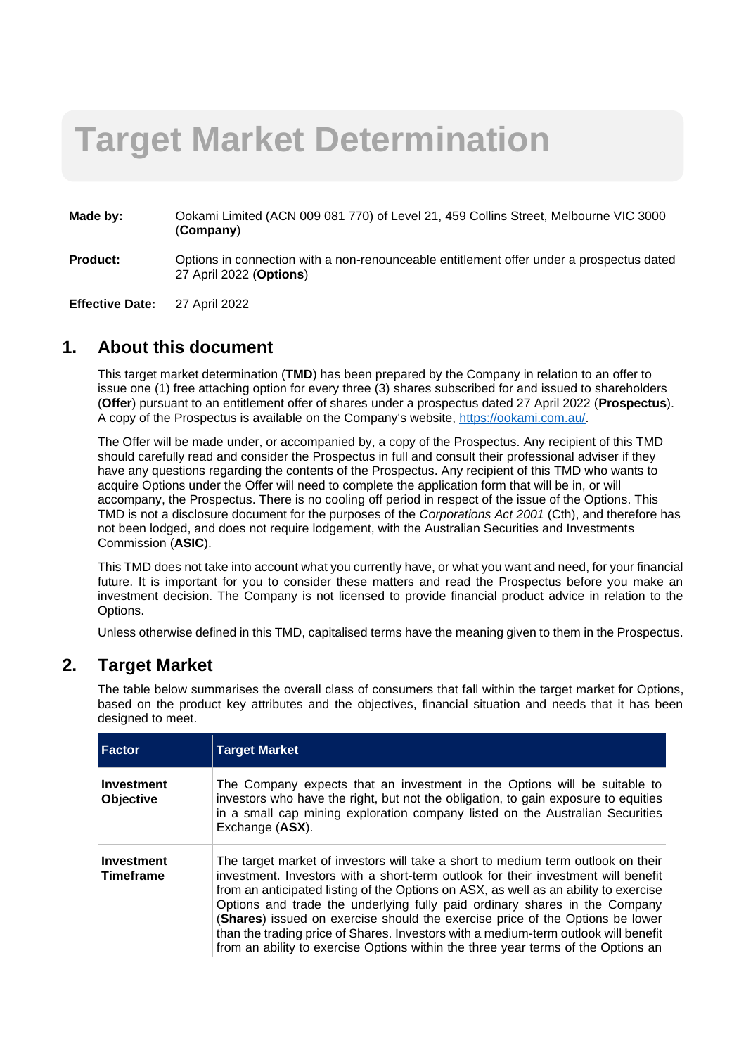# Target Market Determination

**Made by:** Ookami Limited (ACN 009 081 770) of Level 21, 459 Collins Street, Melbourne VIC 3000 (**Company**)

**Product:** Options in connection with a non-renounceable entitlement offer under a prospectus dated 27 April 2022 (**Options**)

**Effective Date:** 27 April 2022

## 1. About this document

This target market determination (**TMD**) has been prepared by the Company in relation to an offer to issue one (1) free attaching option for every three (3) shares subscribed for and issued to shareholders (**Offer**) pursuant to an entitlement offer of shares under a prospectus dated 27 April 2022 (**Prospectus**). A copy of the Prospectus is available on the Company's website, https://ookami.com.au/.

The Offer will be made under, or accompanied by, a copy of the Prospectus. Any recipient of this TMD should carefully read and consider the Prospectus in full and consult their professional adviser if they have any questions regarding the contents of the Prospectus. Any recipient of this TMD who wants to acquire Options under the Offer will need to complete the application form that will be in, or will accompany, the Prospectus. There is no cooling off period in respect of the issue of the Options. This TMD is not a disclosure document for the purposes of the *Corporations Act 2001* (Cth), and therefore has not been lodged, and does not require lodgement, with the Australian Securities and Investments Commission (**ASIC**).

This TMD does not take into account what you currently have, or what you want and need, for your financial future. It is important for you to consider these matters and read the Prospectus before you make an investment decision. The Company is not licensed to provide financial product advice in relation to the Options.

Unless otherwise defined in this TMD, capitalised terms have the meaning given to them in the Prospectus.

## 2. Target Market

The table below summarises the overall class of consumers that fall within the target market for Options, based on the product key attributes and the objectives, financial situation and needs that it has been designed to meet.

| Factor | Target Market |
| --- | --- |
| **Investment Objective** | The Company expects that an investment in the Options will be suitable to investors who have the right, but not the obligation, to gain exposure to equities in a small cap mining exploration company listed on the Australian Securities Exchange (**ASX**). |
| **Investment Timeframe** | The target market of investors will take a short to medium term outlook on their investment. Investors with a short-term outlook for their investment will benefit from an anticipated listing of the Options on ASX, as well as an ability to exercise Options and trade the underlying fully paid ordinary shares in the Company (**Shares**) issued on exercise should the exercise price of the Options be lower than the trading price of Shares. Investors with a medium-term outlook will benefit from an ability to exercise Options within the three year terms of the Options an |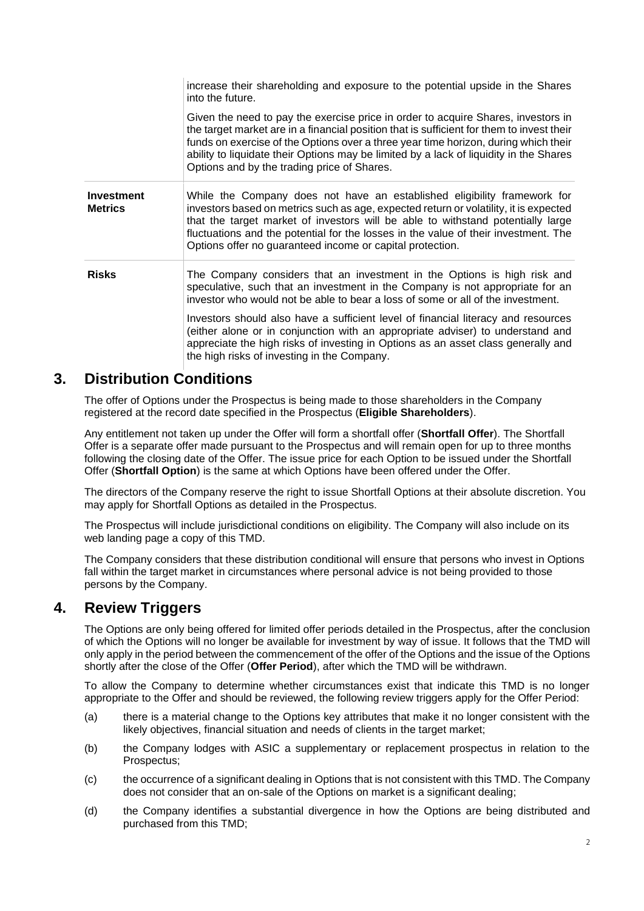| | |
|---|---|
| | increase their shareholding and exposure to the potential upside in the Shares into the future.<br><br>Given the need to pay the exercise price in order to acquire Shares, investors in the target market are in a financial position that is sufficient for them to invest their funds on exercise of the Options over a three year time horizon, during which their ability to liquidate their Options may be limited by a lack of liquidity in the Shares Options and by the trading price of Shares. |
| **Investment Metrics** | While the Company does not have an established eligibility framework for investors based on metrics such as age, expected return or volatility, it is expected that the target market of investors will be able to withstand potentially large fluctuations and the potential for the losses in the value of their investment. The Options offer no guaranteed income or capital protection. |
| **Risks** | The Company considers that an investment in the Options is high risk and speculative, such that an investment in the Company is not appropriate for an investor who would not be able to bear a loss of some or all of the investment.<br><br>Investors should also have a sufficient level of financial literacy and resources (either alone or in conjunction with an appropriate adviser) to understand and appreciate the high risks of investing in Options as an asset class generally and the high risks of investing in the Company. |

## 3. Distribution Conditions

The offer of Options under the Prospectus is being made to those shareholders in the Company registered at the record date specified in the Prospectus (**Eligible Shareholders**).

Any entitlement not taken up under the Offer will form a shortfall offer (**Shortfall Offer**). The Shortfall Offer is a separate offer made pursuant to the Prospectus and will remain open for up to three months following the closing date of the Offer. The issue price for each Option to be issued under the Shortfall Offer (**Shortfall Option**) is the same at which Options have been offered under the Offer.

The directors of the Company reserve the right to issue Shortfall Options at their absolute discretion. You may apply for Shortfall Options as detailed in the Prospectus.

The Prospectus will include jurisdictional conditions on eligibility. The Company will also include on its web landing page a copy of this TMD.

The Company considers that these distribution conditional will ensure that persons who invest in Options fall within the target market in circumstances where personal advice is not being provided to those persons by the Company.

## 4. Review Triggers

The Options are only being offered for limited offer periods detailed in the Prospectus, after the conclusion of which the Options will no longer be available for investment by way of issue. It follows that the TMD will only apply in the period between the commencement of the offer of the Options and the issue of the Options shortly after the close of the Offer (**Offer Period**), after which the TMD will be withdrawn.

To allow the Company to determine whether circumstances exist that indicate this TMD is no longer appropriate to the Offer and should be reviewed, the following review triggers apply for the Offer Period:

(a) there is a material change to the Options key attributes that make it no longer consistent with the likely objectives, financial situation and needs of clients in the target market;

(b) the Company lodges with ASIC a supplementary or replacement prospectus in relation to the Prospectus;

(c) the occurrence of a significant dealing in Options that is not consistent with this TMD. The Company does not consider that an on-sale of the Options on market is a significant dealing;

(d) the Company identifies a substantial divergence in how the Options are being distributed and purchased from this TMD;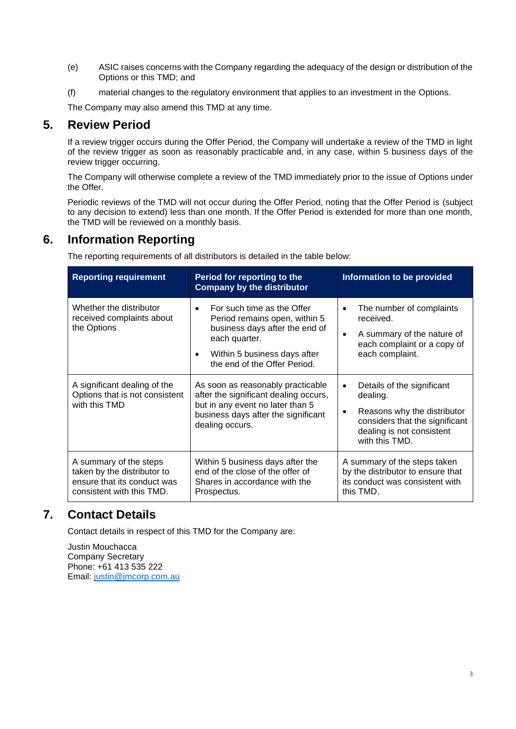(e) ASIC raises concerns with the Company regarding the adequacy of the design or distribution of the Options or this TMD; and

(f) material changes to the regulatory environment that applies to an investment in the Options.

The Company may also amend this TMD at any time.

## 5. Review Period

If a review trigger occurs during the Offer Period, the Company will undertake a review of the TMD in light of the review trigger as soon as reasonably practicable and, in any case, within 5 business days of the review trigger occurring.

The Company will otherwise complete a review of the TMD immediately prior to the issue of Options under the Offer.

Periodic reviews of the TMD will not occur during the Offer Period, noting that the Offer Period is (subject to any decision to extend) less than one month. If the Offer Period is extended for more than one month, the TMD will be reviewed on a monthly basis.

## 6. Information Reporting

The reporting requirements of all distributors is detailed in the table below:

| Reporting requirement | Period for reporting to the Company by the distributor | Information to be provided |
|---|---|---|
| Whether the distributor received complaints about the Options | • For such time as the Offer Period remains open, within 5 business days after the end of each quarter.<br>• Within 5 business days after the end of the Offer Period. | • The number of complaints received.<br>• A summary of the nature of each complaint or a copy of each complaint. |
| A significant dealing of the Options that is not consistent with this TMD | As soon as reasonably practicable after the significant dealing occurs, but in any event no later than 5 business days after the significant dealing occurs. | • Details of the significant dealing.<br>• Reasons why the distributor considers that the significant dealing is not consistent with this TMD. |
| A summary of the steps taken by the distributor to ensure that its conduct was consistent with this TMD. | Within 5 business days after the end of the close of the offer of Shares in accordance with the Prospectus. | A summary of the steps taken by the distributor to ensure that its conduct was consistent with this TMD. |

## 7. Contact Details

Contact details in respect of this TMD for the Company are:

Justin Mouchacca
Company Secretary
Phone: +61 413 535 222
Email: justin@jmcorp.com.au